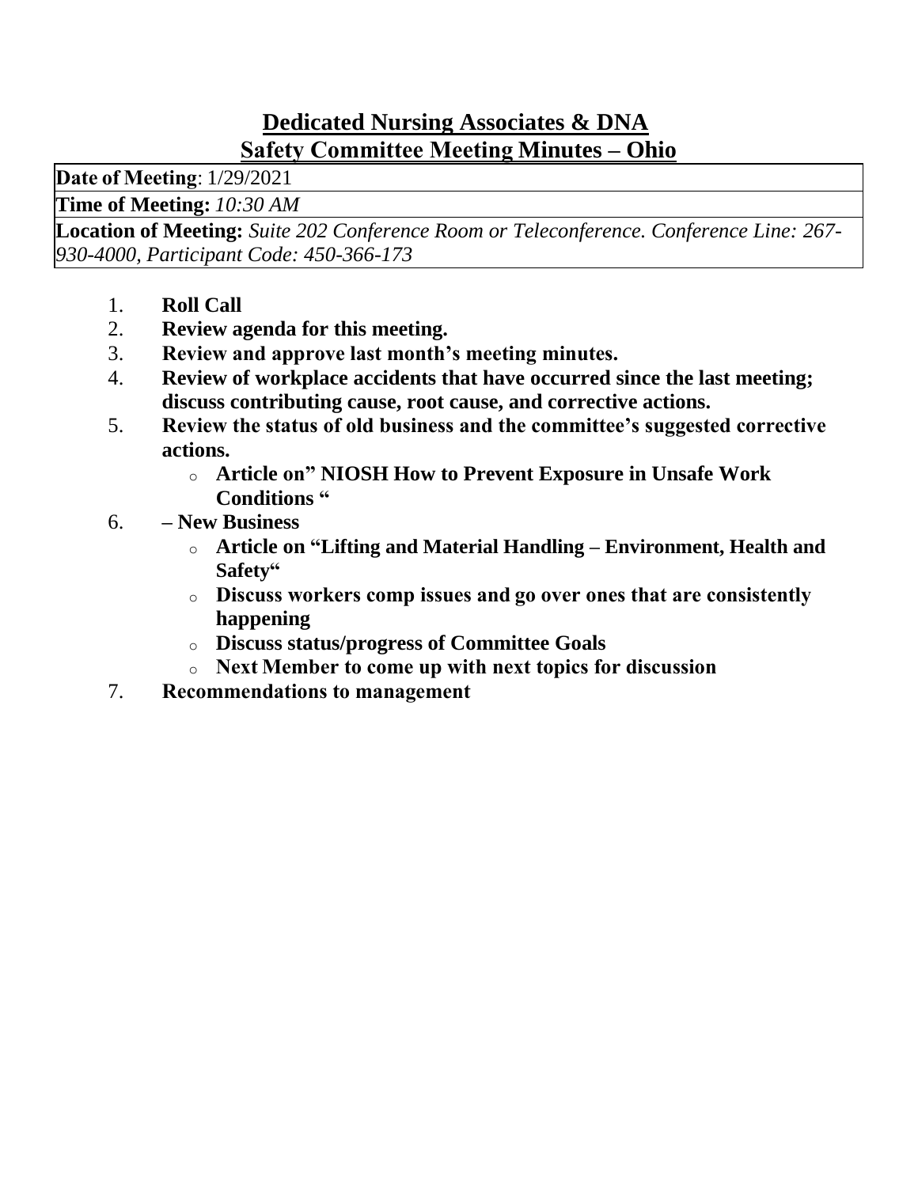# Dedicated Nursing Associates & DNA
## Safety Committee Meeting Minutes – Ohio

| **Date of Meeting**: 1/29/2021 |
|---|
| **Time of Meeting:** *10:30 AM* |
| **Location of Meeting:** *Suite 202 Conference Room or Teleconference. Conference Line: 267-930-4000, Participant Code: 450-366-173* |

1. **Roll Call**
2. **Review agenda for this meeting.**
3. **Review and approve last month's meeting minutes.**
4. **Review of workplace accidents that have occurred since the last meeting; discuss contributing cause, root cause, and corrective actions.**
5. **Review the status of old business and the committee's suggested corrective actions.**
   - **Article on" NIOSH How to Prevent Exposure in Unsafe Work Conditions "**
6. **– New Business**
   - **Article on "Lifting and Material Handling – Environment, Health and Safety"**
   - **Discuss workers comp issues and go over ones that are consistently happening**
   - **Discuss status/progress of Committee Goals**
   - **Next Member to come up with next topics for discussion**
7. **Recommendations to management**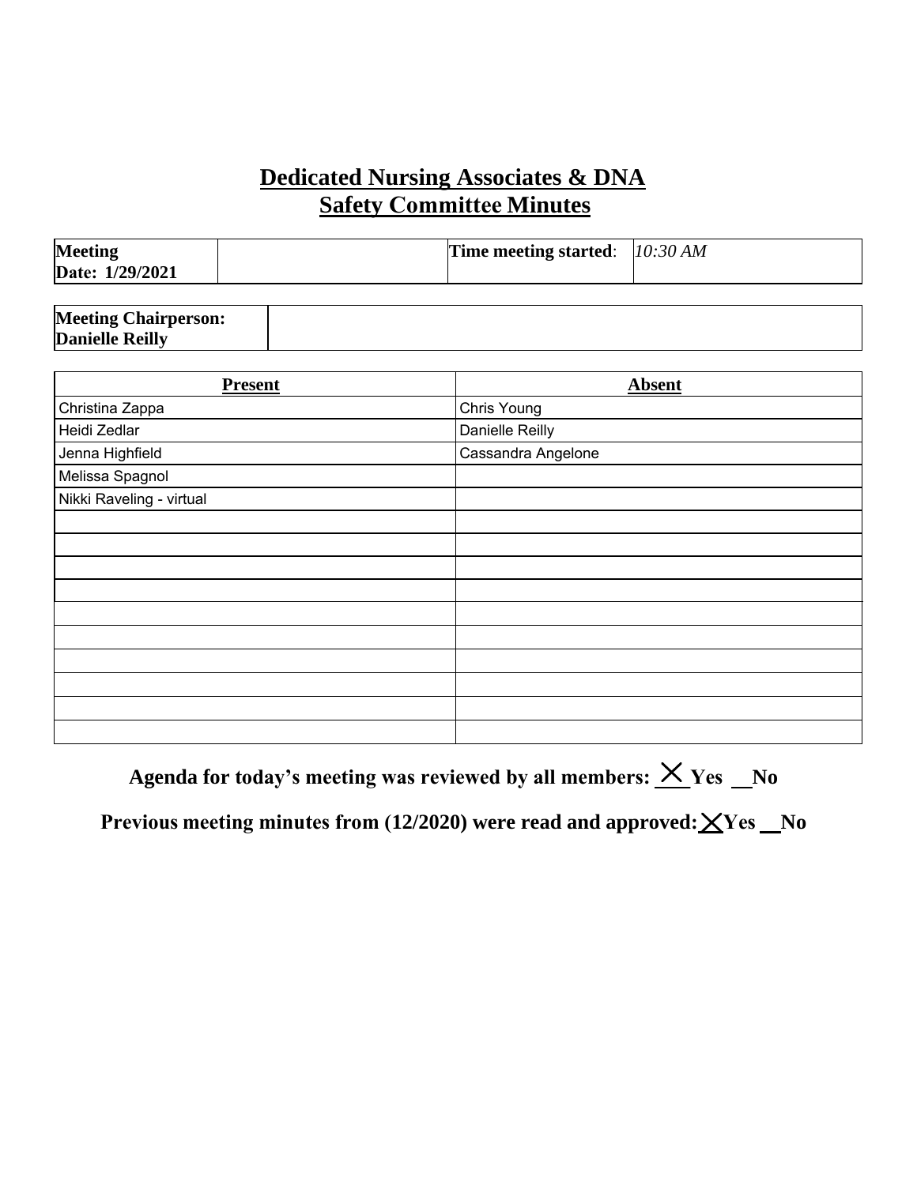# Dedicated Nursing Associates & DNA
## Safety Committee Minutes

| **Meeting Date: 1/29/2021** | | **Time meeting started**: | *10:30 AM* |
|---|---|---|---|

| **Meeting Chairperson: Danielle Reilly** | |
|---|---|

| Present | Absent |
|---|---|
| Christina Zappa | Chris Young |
| Heidi Zedlar | Danielle Reilly |
| Jenna Highfield | Cassandra Angelone |
| Melissa Spagnol | |
| Nikki Raveling - virtual | |
| | |
| | |
| | |
| | |
| | |
| | |
| | |
| | |
| | |
| | |

**Agenda for today's meeting was reviewed by all members: X Yes __No**

**Previous meeting minutes from (12/2020) were read and approved: X Yes __No**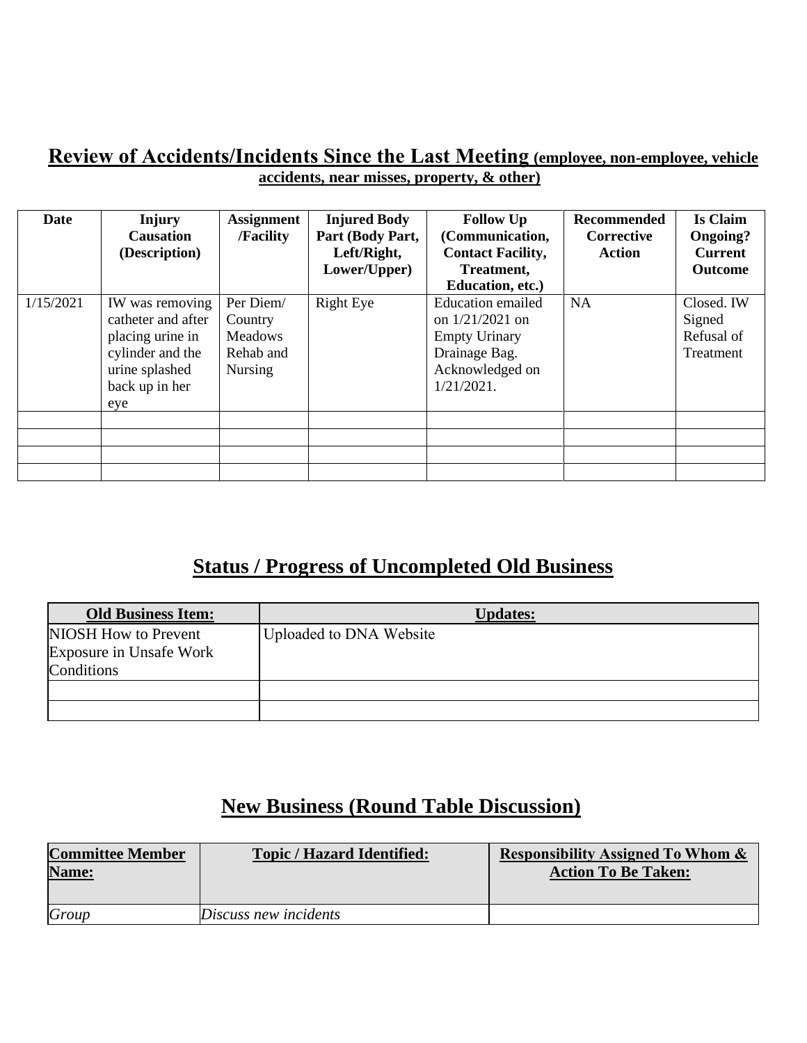## Review of Accidents/Incidents Since the Last Meeting (employee, non-employee, vehicle accidents, near misses, property, & other)

| Date | Injury Causation (Description) | Assignment /Facility | Injured Body Part (Body Part, Left/Right, Lower/Upper) | Follow Up (Communication, Contact Facility, Treatment, Education, etc.) | Recommended Corrective Action | Is Claim Ongoing? Current Outcome |
|---|---|---|---|---|---|---|
| 1/15/2021 | IW was removing catheter and after placing urine in cylinder and the urine splashed back up in her eye | Per Diem/ Country Meadows Rehab and Nursing | Right Eye | Education emailed on 1/21/2021 on Empty Urinary Drainage Bag. Acknowledged on 1/21/2021. | NA | Closed. IW Signed Refusal of Treatment |
| | | | | | | |
| | | | | | | |
| | | | | | | |
| | | | | | | |

## Status / Progress of Uncompleted Old Business

| Old Business Item: | Updates: |
|---|---|
| NIOSH How to Prevent Exposure in Unsafe Work Conditions | Uploaded to DNA Website |
| | |
| | |

## New Business (Round Table Discussion)

| Committee Member Name: | Topic / Hazard Identified: | Responsibility Assigned To Whom & Action To Be Taken: |
|---|---|---|
| *Group* | *Discuss new incidents* | |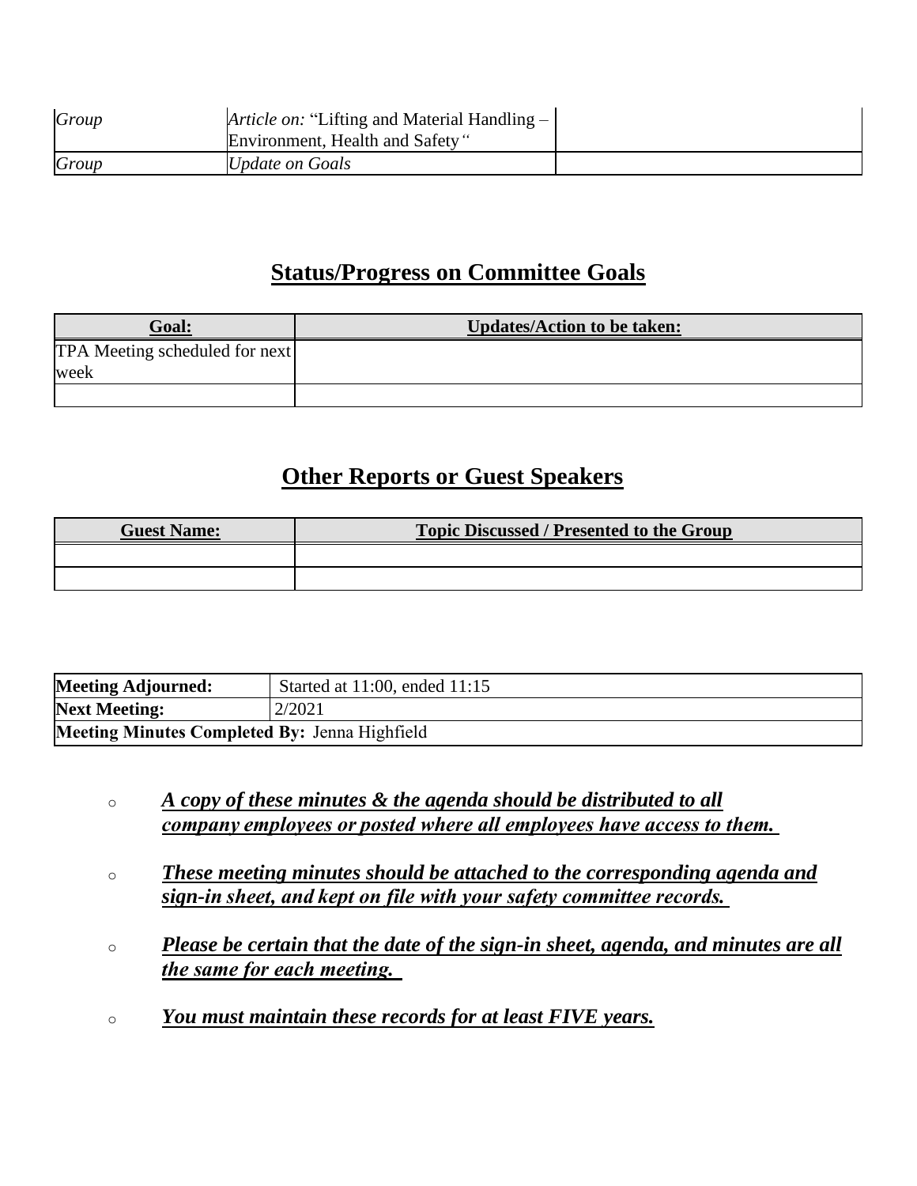| | | |
|---|---|---|
| *Group* | *Article on:* "Lifting and Material Handling – Environment, Health and Safety*"* | |
| *Group* | *Update on Goals* | |

## Status/Progress on Committee Goals

| Goal: | Updates/Action to be taken: |
|---|---|
| TPA Meeting scheduled for next week | |
| | |

## Other Reports or Guest Speakers

| Guest Name: | Topic Discussed / Presented to the Group |
|---|---|
| | |
| | |

| | |
|---|---|
| **Meeting Adjourned:** | Started at 11:00, ended 11:15 |
| **Next Meeting:** | 2/2021 |
| **Meeting Minutes Completed By:** Jenna Highfield | |

- ***A copy of these minutes & the agenda should be distributed to all company employees or posted where all employees have access to them.***
- ***These meeting minutes should be attached to the corresponding agenda and sign-in sheet, and kept on file with your safety committee records.***
- ***Please be certain that the date of the sign-in sheet, agenda, and minutes are all the same for each meeting.***
- ***You must maintain these records for at least FIVE years.***